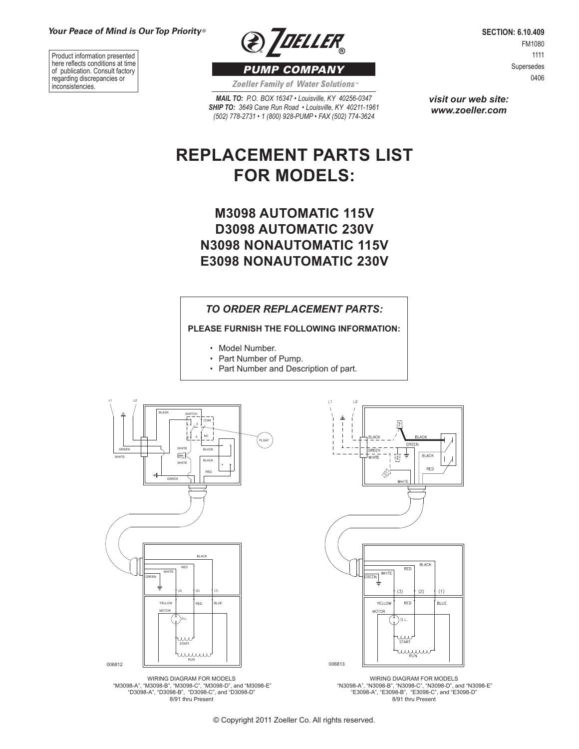*Your Peace of Mind is Our Top Priority®*

Product information presented here reflects conditions at time of publication. Consult factory regarding discrepancies or inconsistencies.

**PUMP COMPANY**

*Zoeller Family of Water Solutions™*

***MAIL TO:*** *P.O. BOX 16347 • Louisville, KY 40256-0347*
***SHIP TO:*** *3649 Cane Run Road • Louisville, KY 40211-1961*
*(502) 778-2731 • 1 (800) 928-PUMP • FAX (502) 774-3624*

**SECTION: 6.10.409**
FM1080
1111
Supersedes
0406

***visit our web site: www.zoeller.com***

# REPLACEMENT PARTS LIST FOR MODELS:

## M3098 AUTOMATIC 115V
## D3098 AUTOMATIC 230V
## N3098 NONAUTOMATIC 115V
## E3098 NONAUTOMATIC 230V

### *TO ORDER REPLACEMENT PARTS:*

**PLEASE FURNISH THE FOLLOWING INFORMATION:**

- Model Number.
- Part Number of Pump.
- Part Number and Description of part.

L1
L2
BLACK
SWITCH
COM
NC
FLOAT
GREEN
WHITE
WHITE
WHITE
BLACK
BLACK
RED
GREEN
BLACK
RED
WHITE
GREEN
(3)
(2)
(1)
YELLOW
RED
BLUE
MOTOR
O.L.
START
RUN
006812

WIRING DIAGRAM FOR MODELS
"M3098-A", "M3098-B", "M3098-C", "M3098-D", and "M3098-E"
"D3098-A", "D3098-B", "D3098-C", and "D3098-D"
8/91 thru Present

L1
L2
BLACK
BLACK
GREEN
GREEN
WHITE
BLACK
RED
WHITE
BLACK
RED
WHITE
GREEN
(3)
(2)
(1)
YELLOW
RED
BLUE
MOTOR
O.L.
START
RUN
006813

WIRING DIAGRAM FOR MODELS
"N3098-A", "N3098-B", "N3098-C", "N3098-D", and "N3098-E"
"E3098-A", "E3098-B", "E3098-C", and "E3098-D"
8/91 thru Present

© Copyright 2011 Zoeller Co. All rights reserved.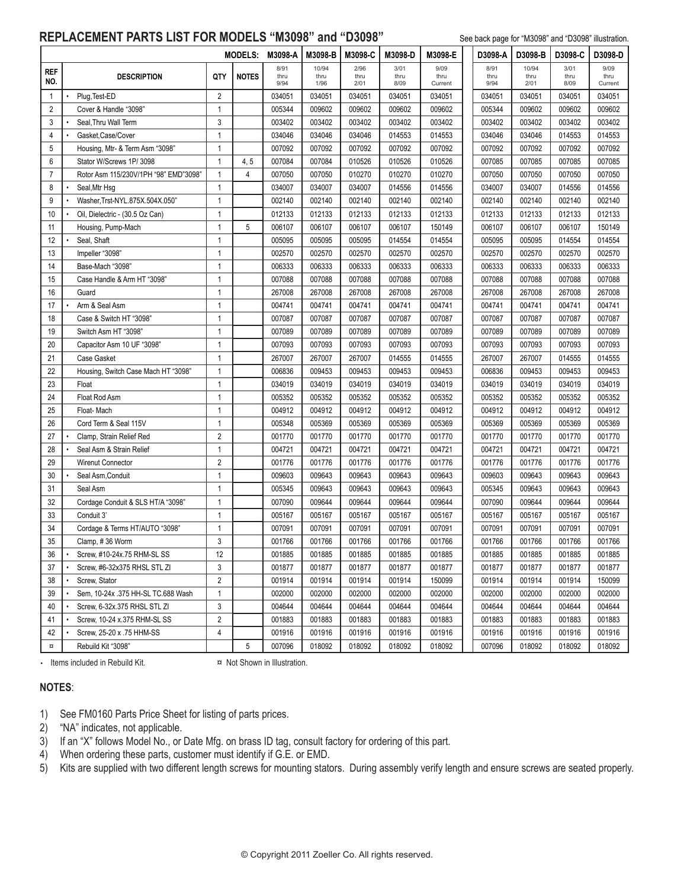## REPLACEMENT PARTS LIST FOR MODELS "M3098" and "D3098"

See back page for "M3098" and "D3098" illustration.

| | | | MODELS: | M3098-A | M3098-B | M3098-C | M3098-D | M3098-E | D3098-A | D3098-B | D3098-C | D3098-D |
|---|---|---|---|---|---|---|---|---|---|---|---|---|
| REF NO. | DESCRIPTION | QTY | NOTES | 8/91 thru 9/94 | 10/94 thru 1/96 | 2/96 thru 2/01 | 3/01 thru 8/09 | 9/09 thru Current | 8/91 thru 9/94 | 10/94 thru 2/01 | 3/01 thru 8/09 | 9/09 thru Current |
| 1 | • Plug,Test-ED | 2 | | 034051 | 034051 | 034051 | 034051 | 034051 | 034051 | 034051 | 034051 | 034051 |
| 2 | Cover & Handle "3098" | 1 | | 005344 | 009602 | 009602 | 009602 | 009602 | 005344 | 009602 | 009602 | 009602 |
| 3 | • Seal,Thru Wall Term | 3 | | 003402 | 003402 | 003402 | 003402 | 003402 | 003402 | 003402 | 003402 | 003402 |
| 4 | • Gasket,Case/Cover | 1 | | 034046 | 034046 | 034046 | 014553 | 014553 | 034046 | 034046 | 014553 | 014553 |
| 5 | Housing, Mtr- & Term Asm "3098" | 1 | | 007092 | 007092 | 007092 | 007092 | 007092 | 007092 | 007092 | 007092 | 007092 |
| 6 | Stator W/Screws 1P/ 3098 | 1 | 4, 5 | 007084 | 007084 | 010526 | 010526 | 010526 | 007085 | 007085 | 007085 | 007085 |
| 7 | Rotor Asm 115/230V/1PH "98" EMD"3098" | 1 | 4 | 007050 | 007050 | 010270 | 010270 | 010270 | 007050 | 007050 | 007050 | 007050 |
| 8 | • Seal,Mtr Hsg | 1 | | 034007 | 034007 | 034007 | 014556 | 014556 | 034007 | 034007 | 014556 | 014556 |
| 9 | • Washer,Trst-NYL.875X.504X.050" | 1 | | 002140 | 002140 | 002140 | 002140 | 002140 | 002140 | 002140 | 002140 | 002140 |
| 10 | • Oil, Dielectric - (30.5 Oz Can) | 1 | | 012133 | 012133 | 012133 | 012133 | 012133 | 012133 | 012133 | 012133 | 012133 |
| 11 | Housing, Pump-Mach | 1 | 5 | 006107 | 006107 | 006107 | 006107 | 150149 | 006107 | 006107 | 006107 | 150149 |
| 12 | • Seal, Shaft | 1 | | 005095 | 005095 | 005095 | 014554 | 014554 | 005095 | 005095 | 014554 | 014554 |
| 13 | Impeller "3098" | 1 | | 002570 | 002570 | 002570 | 002570 | 002570 | 002570 | 002570 | 002570 | 002570 |
| 14 | Base-Mach "3098" | 1 | | 006333 | 006333 | 006333 | 006333 | 006333 | 006333 | 006333 | 006333 | 006333 |
| 15 | Case Handle & Arm HT "3098" | 1 | | 007088 | 007088 | 007088 | 007088 | 007088 | 007088 | 007088 | 007088 | 007088 |
| 16 | Guard | 1 | | 267008 | 267008 | 267008 | 267008 | 267008 | 267008 | 267008 | 267008 | 267008 |
| 17 | • Arm & Seal Asm | 1 | | 004741 | 004741 | 004741 | 004741 | 004741 | 004741 | 004741 | 004741 | 004741 |
| 18 | Case & Switch HT "3098" | 1 | | 007087 | 007087 | 007087 | 007087 | 007087 | 007087 | 007087 | 007087 | 007087 |
| 19 | Switch Asm HT "3098" | 1 | | 007089 | 007089 | 007089 | 007089 | 007089 | 007089 | 007089 | 007089 | 007089 |
| 20 | Capacitor Asm 10 UF "3098" | 1 | | 007093 | 007093 | 007093 | 007093 | 007093 | 007093 | 007093 | 007093 | 007093 |
| 21 | Case Gasket | 1 | | 267007 | 267007 | 267007 | 014555 | 014555 | 267007 | 267007 | 014555 | 014555 |
| 22 | Housing, Switch Case Mach HT "3098" | 1 | | 006836 | 009453 | 009453 | 009453 | 009453 | 006836 | 009453 | 009453 | 009453 |
| 23 | Float | 1 | | 034019 | 034019 | 034019 | 034019 | 034019 | 034019 | 034019 | 034019 | 034019 |
| 24 | Float Rod Asm | 1 | | 005352 | 005352 | 005352 | 005352 | 005352 | 005352 | 005352 | 005352 | 005352 |
| 25 | Float- Mach | 1 | | 004912 | 004912 | 004912 | 004912 | 004912 | 004912 | 004912 | 004912 | 004912 |
| 26 | Cord Term & Seal 115V | 1 | | 005348 | 005369 | 005369 | 005369 | 005369 | 005369 | 005369 | 005369 | 005369 |
| 27 | • Clamp, Strain Relief Red | 2 | | 001770 | 001770 | 001770 | 001770 | 001770 | 001770 | 001770 | 001770 | 001770 |
| 28 | • Seal Asm & Strain Relief | 1 | | 004721 | 004721 | 004721 | 004721 | 004721 | 004721 | 004721 | 004721 | 004721 |
| 29 | Wirenut Connector | 2 | | 001776 | 001776 | 001776 | 001776 | 001776 | 001776 | 001776 | 001776 | 001776 |
| 30 | • Seal Asm,Conduit | 1 | | 009603 | 009643 | 009643 | 009643 | 009643 | 009603 | 009643 | 009643 | 009643 |
| 31 | Seal Asm | 1 | | 005345 | 009643 | 009643 | 009643 | 009643 | 005345 | 009643 | 009643 | 009643 |
| 32 | Cordage Conduit & SLS HT/A "3098" | 1 | | 007090 | 009644 | 009644 | 009644 | 009644 | 007090 | 009644 | 009644 | 009644 |
| 33 | Conduit 3' | 1 | | 005167 | 005167 | 005167 | 005167 | 005167 | 005167 | 005167 | 005167 | 005167 |
| 34 | Cordage & Terms HT/AUTO "3098" | 1 | | 007091 | 007091 | 007091 | 007091 | 007091 | 007091 | 007091 | 007091 | 007091 |
| 35 | Clamp, # 36 Worm | 3 | | 001766 | 001766 | 001766 | 001766 | 001766 | 001766 | 001766 | 001766 | 001766 |
| 36 | • Screw, #10-24x.75 RHM-SL SS | 12 | | 001885 | 001885 | 001885 | 001885 | 001885 | 001885 | 001885 | 001885 | 001885 |
| 37 | • Screw, #6-32x375 RHSL STL ZI | 3 | | 001877 | 001877 | 001877 | 001877 | 001877 | 001877 | 001877 | 001877 | 001877 |
| 38 | • Screw, Stator | 2 | | 001914 | 001914 | 001914 | 001914 | 150099 | 001914 | 001914 | 001914 | 150099 |
| 39 | • Sem, 10-24x .375 HH-SL TC.688 Wash | 1 | | 002000 | 002000 | 002000 | 002000 | 002000 | 002000 | 002000 | 002000 | 002000 |
| 40 | • Screw, 6-32x.375 RHSL STL ZI | 3 | | 004644 | 004644 | 004644 | 004644 | 004644 | 004644 | 004644 | 004644 | 004644 |
| 41 | • Screw, 10-24 x.375 RHM-SL SS | 2 | | 001883 | 001883 | 001883 | 001883 | 001883 | 001883 | 001883 | 001883 | 001883 |
| 42 | • Screw, 25-20 x .75 HHM-SS | 4 | | 001916 | 001916 | 001916 | 001916 | 001916 | 001916 | 001916 | 001916 | 001916 |
| ¤ | Rebuild Kit "3098" | | 5 | 007096 | 018092 | 018092 | 018092 | 018092 | 007096 | 018092 | 018092 | 018092 |

• Items included in Rebuild Kit. ¤ Not Shown in Illustration.

**NOTES**:

1) See FM0160 Parts Price Sheet for listing of parts prices.
2) "NA" indicates, not applicable.
3) If an "X" follows Model No., or Date Mfg. on brass ID tag, consult factory for ordering of this part.
4) When ordering these parts, customer must identify if G.E. or EMD.
5) Kits are supplied with two different length screws for mounting stators. During assembly verify length and ensure screws are seated properly.

© Copyright 2011 Zoeller Co. All rights reserved.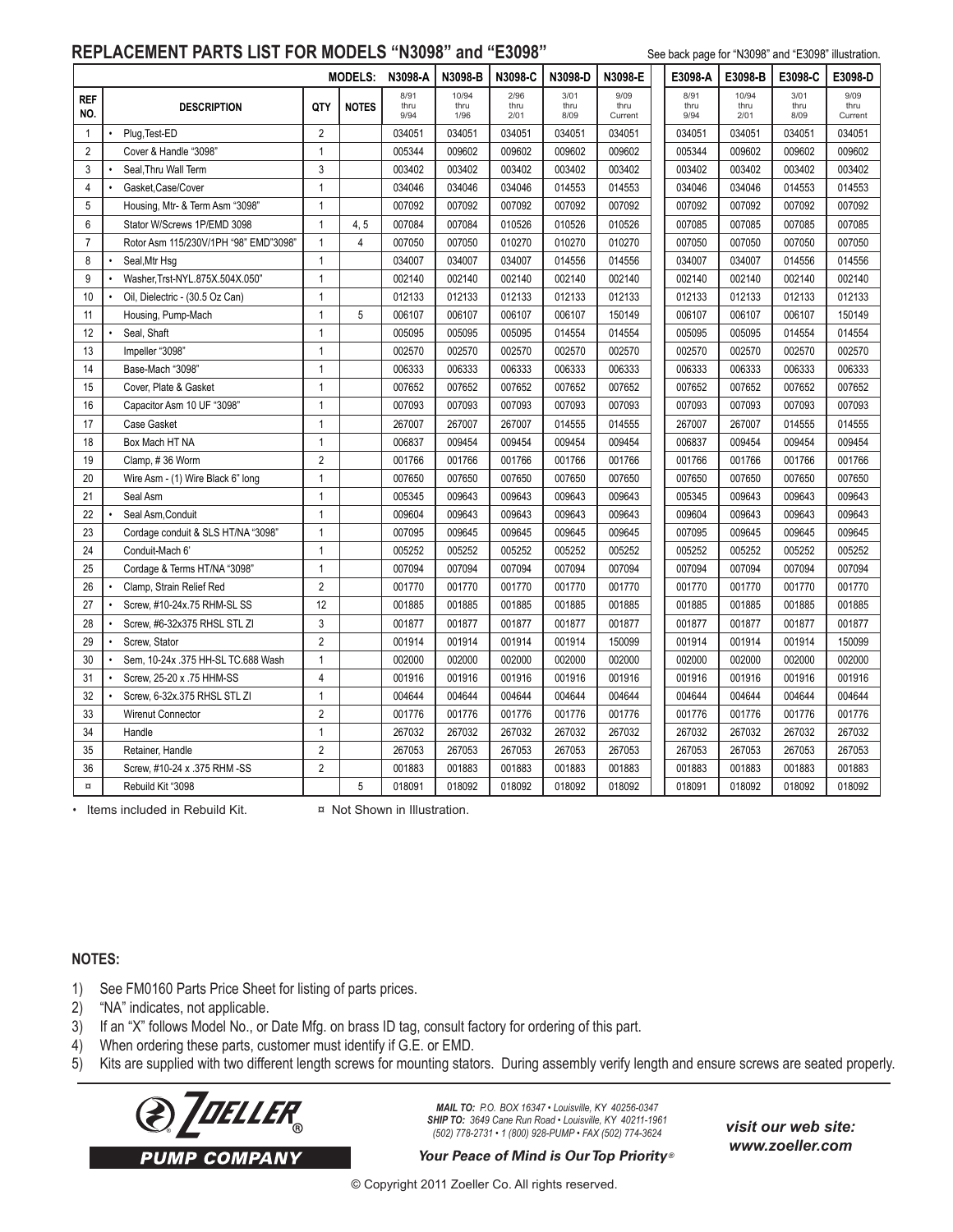## REPLACEMENT PARTS LIST FOR MODELS "N3098" and "E3098"

See back page for "N3098" and "E3098" illustration.

| | | | MODELS: | N3098-A | N3098-B | N3098-C | N3098-D | N3098-E | E3098-A | E3098-B | E3098-C | E3098-D |
|---|---|---|---|---|---|---|---|---|---|---|---|---|
| REF NO. | DESCRIPTION | QTY | NOTES | 8/91 thru 9/94 | 10/94 thru 1/96 | 2/96 thru 2/01 | 3/01 thru 8/09 | 9/09 thru Current | 8/91 thru 9/94 | 10/94 thru 2/01 | 3/01 thru 8/09 | 9/09 thru Current |
| 1 | • Plug,Test-ED | 2 | | 034051 | 034051 | 034051 | 034051 | 034051 | 034051 | 034051 | 034051 | 034051 |
| 2 | Cover & Handle "3098" | 1 | | 005344 | 009602 | 009602 | 009602 | 009602 | 005344 | 009602 | 009602 | 009602 |
| 3 | • Seal,Thru Wall Term | 3 | | 003402 | 003402 | 003402 | 003402 | 003402 | 003402 | 003402 | 003402 | 003402 |
| 4 | • Gasket,Case/Cover | 1 | | 034046 | 034046 | 034046 | 034046 | 014553 | 034046 | 034046 | 034046 | 014553 |
| 5 | Housing, Mtr- & Term Asm "3098" | 1 | | 007092 | 007092 | 007092 | 007092 | 007092 | 007092 | 007092 | 007092 | 007092 |
| 6 | Stator W/Screws 1P/EMD 3098 | 1 | 4, 5 | 007084 | 007084 | 010526 | 010526 | 010526 | 007085 | 007085 | 007085 | 007085 |
| 7 | Rotor Asm 115/230V/1PH "98" EMD"3098" | 1 | 4 | 007050 | 007050 | 010270 | 010270 | 010270 | 007050 | 007050 | 007050 | 007050 |
| 8 | • Seal,Mtr Hsg | 1 | | 034007 | 034007 | 034007 | 014556 | 014556 | 034007 | 034007 | 014556 | 014556 |
| 9 | • Washer,Trst-NYL.875X.504X.050" | 1 | | 002140 | 002140 | 002140 | 002140 | 002140 | 002140 | 002140 | 002140 | 002140 |
| 10 | • Oil, Dielectric - (30.5 Oz Can) | 1 | | 012133 | 012133 | 012133 | 012133 | 012133 | 012133 | 012133 | 012133 | 012133 |
| 11 | Housing, Pump-Mach | 1 | 5 | 006107 | 006107 | 006107 | 006107 | 150149 | 006107 | 006107 | 006107 | 150149 |
| 12 | • Seal, Shaft | 1 | | 005095 | 005095 | 005095 | 014554 | 014554 | 005095 | 005095 | 014554 | 014554 |
| 13 | Impeller "3098" | 1 | | 002570 | 002570 | 002570 | 002570 | 002570 | 002570 | 002570 | 002570 | 002570 |
| 14 | Base-Mach "3098" | 1 | | 006333 | 006333 | 006333 | 006333 | 006333 | 006333 | 006333 | 006333 | 006333 |
| 15 | Cover, Plate & Gasket | 1 | | 007652 | 007652 | 007652 | 007652 | 007652 | 007652 | 007652 | 007652 | 007652 |
| 16 | Capacitor Asm 10 UF "3098" | 1 | | 007093 | 007093 | 007093 | 007093 | 007093 | 007093 | 007093 | 007093 | 007093 |
| 17 | Case Gasket | 1 | | 267007 | 267007 | 267007 | 014555 | 014555 | 267007 | 267007 | 014555 | 014555 |
| 18 | Box Mach HT NA | 1 | | 006837 | 009454 | 009454 | 009454 | 009454 | 006837 | 009454 | 009454 | 009454 |
| 19 | Clamp, # 36 Worm | 2 | | 001766 | 001766 | 001766 | 001766 | 001766 | 001766 | 001766 | 001766 | 001766 |
| 20 | Wire Asm - (1) Wire Black 6" long | 1 | | 007650 | 007650 | 007650 | 007650 | 007650 | 007650 | 007650 | 007650 | 007650 |
| 21 | Seal Asm | 1 | | 005345 | 009643 | 009643 | 009643 | 009643 | 005345 | 009643 | 009643 | 009643 |
| 22 | • Seal Asm,Conduit | 1 | | 009604 | 009643 | 009643 | 009643 | 009643 | 009604 | 009643 | 009643 | 009643 |
| 23 | Cordage conduit & SLS HT/NA "3098" | 1 | | 007095 | 009645 | 009645 | 009645 | 009645 | 007095 | 009645 | 009645 | 009645 |
| 24 | Conduit-Mach 6' | 1 | | 005252 | 005252 | 005252 | 005252 | 005252 | 005252 | 005252 | 005252 | 005252 |
| 25 | Cordage & Terms HT/NA "3098" | 1 | | 007094 | 007094 | 007094 | 007094 | 007094 | 007094 | 007094 | 007094 | 007094 |
| 26 | • Clamp, Strain Relief Red | 2 | | 001770 | 001770 | 001770 | 001770 | 001770 | 001770 | 001770 | 001770 | 001770 |
| 27 | • Screw, #10-24x.75 RHM-SL SS | 12 | | 001885 | 001885 | 001885 | 001885 | 001885 | 001885 | 001885 | 001885 | 001885 |
| 28 | • Screw, #6-32x375 RHSL STL ZI | 3 | | 001877 | 001877 | 001877 | 001877 | 001877 | 001877 | 001877 | 001877 | 001877 |
| 29 | • Screw, Stator | 2 | | 001914 | 001914 | 001914 | 001914 | 150099 | 001914 | 001914 | 001914 | 150099 |
| 30 | • Sem, 10-24x .375 HH-SL TC.688 Wash | 1 | | 002000 | 002000 | 002000 | 002000 | 002000 | 002000 | 002000 | 002000 | 002000 |
| 31 | • Screw, 25-20 x .75 HHM-SS | 4 | | 001916 | 001916 | 001916 | 001916 | 001916 | 001916 | 001916 | 001916 | 001916 |
| 32 | • Screw, 6-32x.375 RHSL STL ZI | 1 | | 004644 | 004644 | 004644 | 004644 | 004644 | 004644 | 004644 | 004644 | 004644 |
| 33 | Wirenut Connector | 2 | | 001776 | 001776 | 001776 | 001776 | 001776 | 001776 | 001776 | 001776 | 001776 |
| 34 | Handle | 1 | | 267032 | 267032 | 267032 | 267032 | 267032 | 267032 | 267032 | 267032 | 267032 |
| 35 | Retainer, Handle | 2 | | 267053 | 267053 | 267053 | 267053 | 267053 | 267053 | 267053 | 267053 | 267053 |
| 36 | Screw, #10-24 x .375 RHM -SS | 2 | | 001883 | 001883 | 001883 | 001883 | 001883 | 001883 | 001883 | 001883 | 001883 |
| ¤ | Rebuild Kit "3098 | | 5 | 018091 | 018092 | 018092 | 018092 | 018092 | 018091 | 018092 | 018092 | 018092 |

• Items included in Rebuild Kit. ¤ Not Shown in Illustration.

### NOTES:

1) See FM0160 Parts Price Sheet for listing of parts prices.
2) "NA" indicates, not applicable.
3) If an "X" follows Model No., or Date Mfg. on brass ID tag, consult factory for ordering of this part.
4) When ordering these parts, customer must identify if G.E. or EMD.
5) Kits are supplied with two different length screws for mounting stators. During assembly verify length and ensure screws are seated properly.

ZOELLER® PUMP COMPANY

*MAIL TO: P.O. BOX 16347 • Louisville, KY 40256-0347*
*SHIP TO: 3649 Cane Run Road • Louisville, KY 40211-1961*
*(502) 778-2731 • 1 (800) 928-PUMP • FAX (502) 774-3624*

***Your Peace of Mind is Our Top Priority®***

***visit our web site: www.zoeller.com***

© Copyright 2011 Zoeller Co. All rights reserved.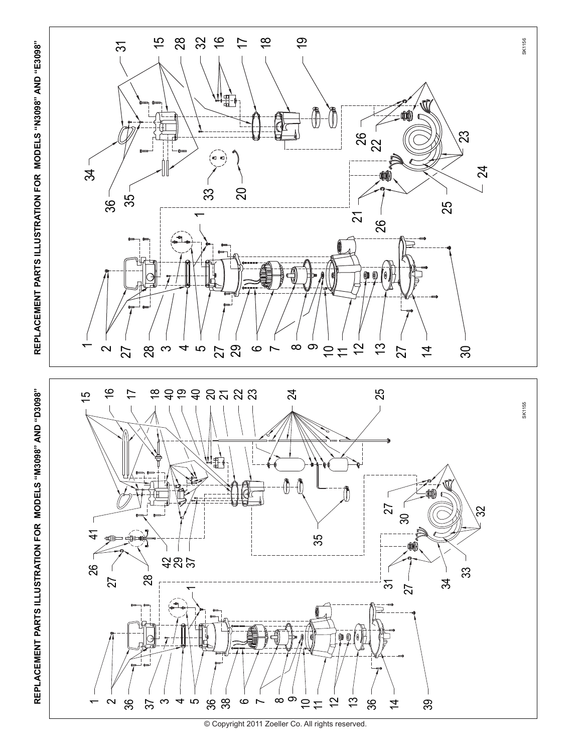## REPLACEMENT PARTS ILLUSTRATION FOR MODELS "N3098" AND "E3098"

1
2
27
28
3
4
5
27
29
6
7
8
9
10
11
12
13
27
14
30
1
26
21
25
24
23
22
26
19
18
17
16
32
28
15
31
34
36
35
33
20

SK1156

## REPLACEMENT PARTS ILLUSTRATION FOR MODELS "M3098" AND "D3098"

1
2
36
37
3
4
5
36
38
6
7
8
9
10
11
12
13
36
14
39
1
26
27
28
41
42
29
37
15
16
17
18
40
19
40
20
21
22
23
24
25
35
31
27
34
33
32
30
27

SK1155

© Copyright 2011 Zoeller Co. All rights reserved.